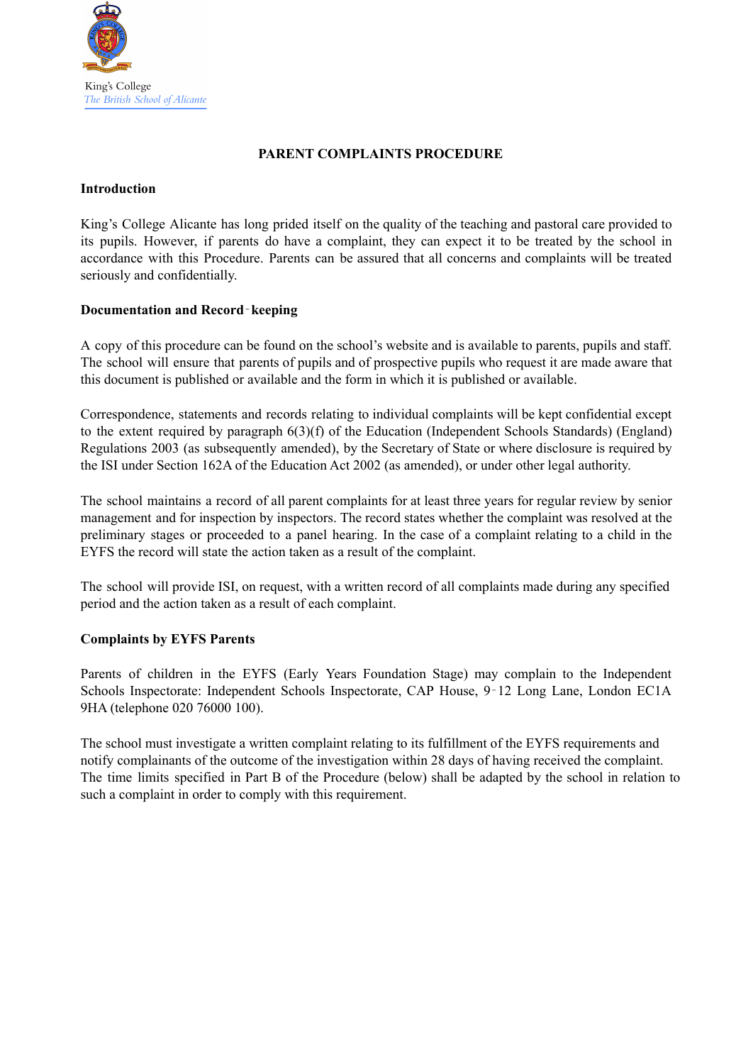King's College
*The British School of Alicante*

# PARENT COMPLAINTS PROCEDURE

## Introduction

King's College Alicante has long prided itself on the quality of the teaching and pastoral care provided to its pupils. However, if parents do have a complaint, they can expect it to be treated by the school in accordance with this Procedure. Parents can be assured that all concerns and complaints will be treated seriously and confidentially.

## Documentation and Record‑keeping

A copy of this procedure can be found on the school's website and is available to parents, pupils and staff. The school will ensure that parents of pupils and of prospective pupils who request it are made aware that this document is published or available and the form in which it is published or available.

Correspondence, statements and records relating to individual complaints will be kept confidential except to the extent required by paragraph 6(3)(f) of the Education (Independent Schools Standards) (England) Regulations 2003 (as subsequently amended), by the Secretary of State or where disclosure is required by the ISI under Section 162A of the Education Act 2002 (as amended), or under other legal authority.

The school maintains a record of all parent complaints for at least three years for regular review by senior management and for inspection by inspectors. The record states whether the complaint was resolved at the preliminary stages or proceeded to a panel hearing. In the case of a complaint relating to a child in the EYFS the record will state the action taken as a result of the complaint.

The school will provide ISI, on request, with a written record of all complaints made during any specified period and the action taken as a result of each complaint.

## Complaints by EYFS Parents

Parents of children in the EYFS (Early Years Foundation Stage) may complain to the Independent Schools Inspectorate: Independent Schools Inspectorate, CAP House, 9‑12 Long Lane, London EC1A 9HA (telephone 020 76000 100).

The school must investigate a written complaint relating to its fulfillment of the EYFS requirements and notify complainants of the outcome of the investigation within 28 days of having received the complaint. The time limits specified in Part B of the Procedure (below) shall be adapted by the school in relation to such a complaint in order to comply with this requirement.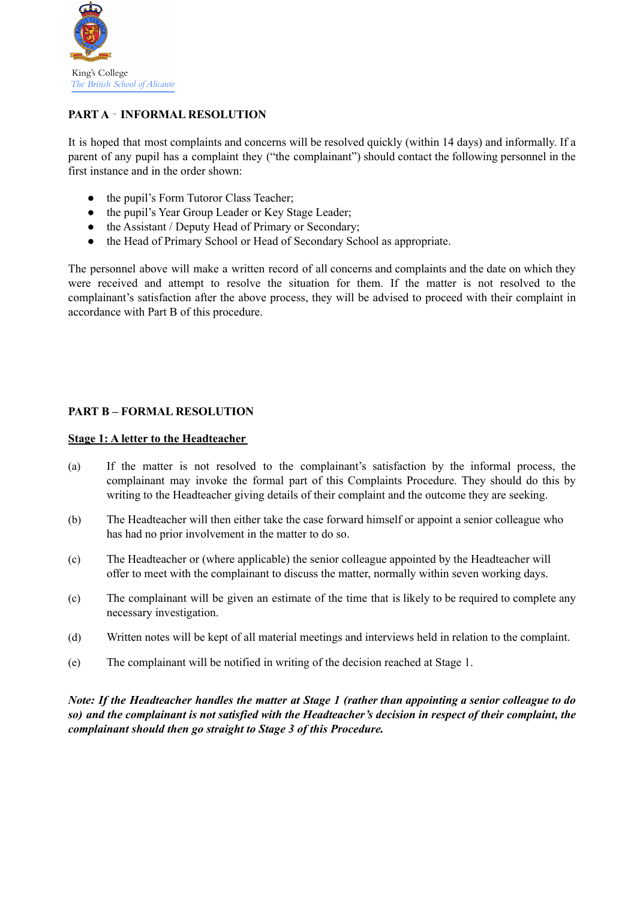## PART A ‑ INFORMAL RESOLUTION

It is hoped that most complaints and concerns will be resolved quickly (within 14 days) and informally. If a parent of any pupil has a complaint they ("the complainant") should contact the following personnel in the first instance and in the order shown:

- the pupil's Form Tutoror Class Teacher;
- the pupil's Year Group Leader or Key Stage Leader;
- the Assistant / Deputy Head of Primary or Secondary;
- the Head of Primary School or Head of Secondary School as appropriate.

The personnel above will make a written record of all concerns and complaints and the date on which they were received and attempt to resolve the situation for them. If the matter is not resolved to the complainant's satisfaction after the above process, they will be advised to proceed with their complaint in accordance with Part B of this procedure.

## PART B – FORMAL RESOLUTION

### Stage 1: A letter to the Headteacher

(a) If the matter is not resolved to the complainant's satisfaction by the informal process, the complainant may invoke the formal part of this Complaints Procedure. They should do this by writing to the Headteacher giving details of their complaint and the outcome they are seeking.

(b) The Headteacher will then either take the case forward himself or appoint a senior colleague who has had no prior involvement in the matter to do so.

(c) The Headteacher or (where applicable) the senior colleague appointed by the Headteacher will offer to meet with the complainant to discuss the matter, normally within seven working days.

(c) The complainant will be given an estimate of the time that is likely to be required to complete any necessary investigation.

(d) Written notes will be kept of all material meetings and interviews held in relation to the complaint.

(e) The complainant will be notified in writing of the decision reached at Stage 1.

***Note: If the Headteacher handles the matter at Stage 1 (rather than appointing a senior colleague to do so) and the complainant is not satisfied with the Headteacher's decision in respect of their complaint, the complainant should then go straight to Stage 3 of this Procedure.***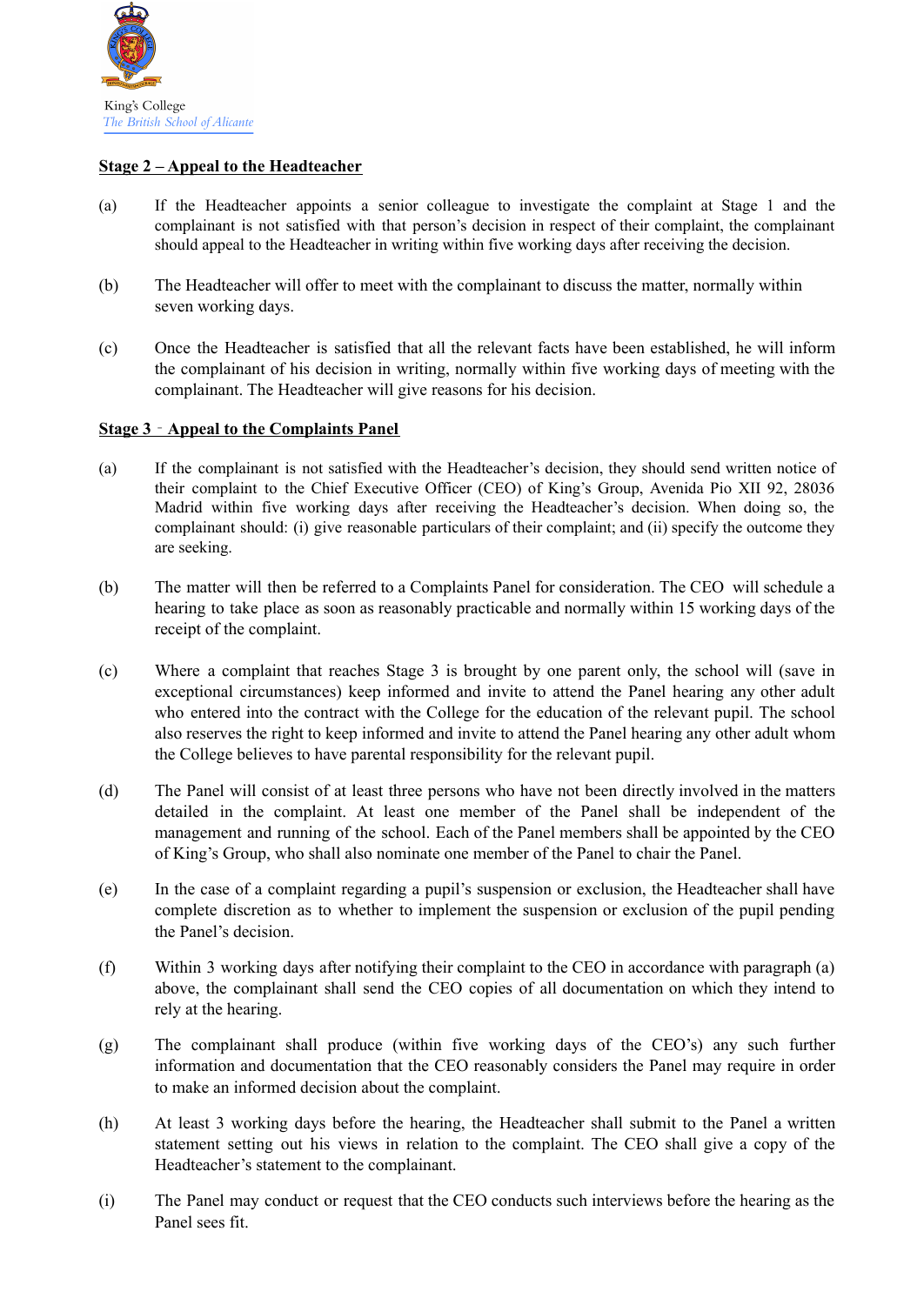## Stage 2 – Appeal to the Headteacher

(a) If the Headteacher appoints a senior colleague to investigate the complaint at Stage 1 and the complainant is not satisfied with that person's decision in respect of their complaint, the complainant should appeal to the Headteacher in writing within five working days after receiving the decision.

(b) The Headteacher will offer to meet with the complainant to discuss the matter, normally within seven working days.

(c) Once the Headteacher is satisfied that all the relevant facts have been established, he will inform the complainant of his decision in writing, normally within five working days of meeting with the complainant. The Headteacher will give reasons for his decision.

## Stage 3 - Appeal to the Complaints Panel

(a) If the complainant is not satisfied with the Headteacher's decision, they should send written notice of their complaint to the Chief Executive Officer (CEO) of King's Group, Avenida Pio XII 92, 28036 Madrid within five working days after receiving the Headteacher's decision. When doing so, the complainant should: (i) give reasonable particulars of their complaint; and (ii) specify the outcome they are seeking.

(b) The matter will then be referred to a Complaints Panel for consideration. The CEO will schedule a hearing to take place as soon as reasonably practicable and normally within 15 working days of the receipt of the complaint.

(c) Where a complaint that reaches Stage 3 is brought by one parent only, the school will (save in exceptional circumstances) keep informed and invite to attend the Panel hearing any other adult who entered into the contract with the College for the education of the relevant pupil. The school also reserves the right to keep informed and invite to attend the Panel hearing any other adult whom the College believes to have parental responsibility for the relevant pupil.

(d) The Panel will consist of at least three persons who have not been directly involved in the matters detailed in the complaint. At least one member of the Panel shall be independent of the management and running of the school. Each of the Panel members shall be appointed by the CEO of King's Group, who shall also nominate one member of the Panel to chair the Panel.

(e) In the case of a complaint regarding a pupil's suspension or exclusion, the Headteacher shall have complete discretion as to whether to implement the suspension or exclusion of the pupil pending the Panel's decision.

(f) Within 3 working days after notifying their complaint to the CEO in accordance with paragraph (a) above, the complainant shall send the CEO copies of all documentation on which they intend to rely at the hearing.

(g) The complainant shall produce (within five working days of the CEO's) any such further information and documentation that the CEO reasonably considers the Panel may require in order to make an informed decision about the complaint.

(h) At least 3 working days before the hearing, the Headteacher shall submit to the Panel a written statement setting out his views in relation to the complaint. The CEO shall give a copy of the Headteacher's statement to the complainant.

(i) The Panel may conduct or request that the CEO conducts such interviews before the hearing as the Panel sees fit.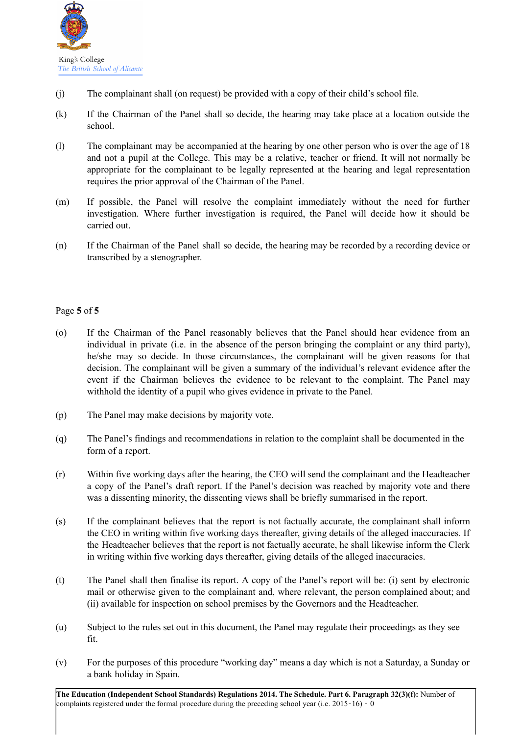(j) The complainant shall (on request) be provided with a copy of their child's school file.

(k) If the Chairman of the Panel shall so decide, the hearing may take place at a location outside the school.

(l) The complainant may be accompanied at the hearing by one other person who is over the age of 18 and not a pupil at the College. This may be a relative, teacher or friend. It will not normally be appropriate for the complainant to be legally represented at the hearing and legal representation requires the prior approval of the Chairman of the Panel.

(m) If possible, the Panel will resolve the complaint immediately without the need for further investigation. Where further investigation is required, the Panel will decide how it should be carried out.

(n) If the Chairman of the Panel shall so decide, the hearing may be recorded by a recording device or transcribed by a stenographer.

(o) If the Chairman of the Panel reasonably believes that the Panel should hear evidence from an individual in private (i.e. in the absence of the person bringing the complaint or any third party), he/she may so decide. In those circumstances, the complainant will be given reasons for that decision. The complainant will be given a summary of the individual's relevant evidence after the event if the Chairman believes the evidence to be relevant to the complaint. The Panel may withhold the identity of a pupil who gives evidence in private to the Panel.

(p) The Panel may make decisions by majority vote.

(q) The Panel's findings and recommendations in relation to the complaint shall be documented in the form of a report.

(r) Within five working days after the hearing, the CEO will send the complainant and the Headteacher a copy of the Panel's draft report. If the Panel's decision was reached by majority vote and there was a dissenting minority, the dissenting views shall be briefly summarised in the report.

(s) If the complainant believes that the report is not factually accurate, the complainant shall inform the CEO in writing within five working days thereafter, giving details of the alleged inaccuracies. If the Headteacher believes that the report is not factually accurate, he shall likewise inform the Clerk in writing within five working days thereafter, giving details of the alleged inaccuracies.

(t) The Panel shall then finalise its report. A copy of the Panel's report will be: (i) sent by electronic mail or otherwise given to the complainant and, where relevant, the person complained about; and (ii) available for inspection on school premises by the Governors and the Headteacher.

(u) Subject to the rules set out in this document, the Panel may regulate their proceedings as they see fit.

(v) For the purposes of this procedure "working day" means a day which is not a Saturday, a Sunday or a bank holiday in Spain.

**The Education (Independent School Standards) Regulations 2014. The Schedule. Part 6. Paragraph 32(3)(f):** Number of complaints registered under the formal procedure during the preceding school year (i.e. 2015‐16) ‐ 0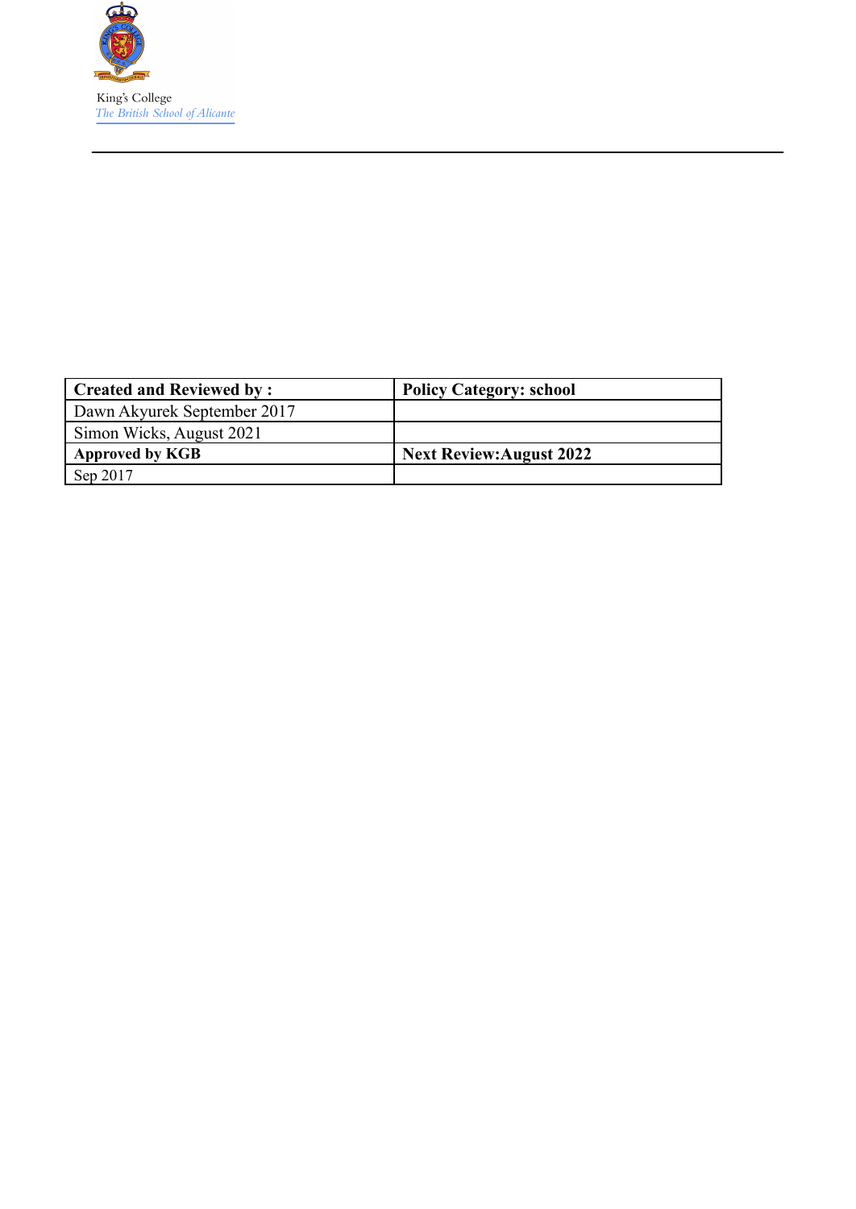King's College
*The British School of Alicante*

| Created and Reviewed by : | Policy Category: school |
|---|---|
| Dawn Akyurek September 2017 | |
| Simon Wicks, August 2021 | |
| **Approved by KGB** | **Next Review:August 2022** |
| Sep 2017 | |